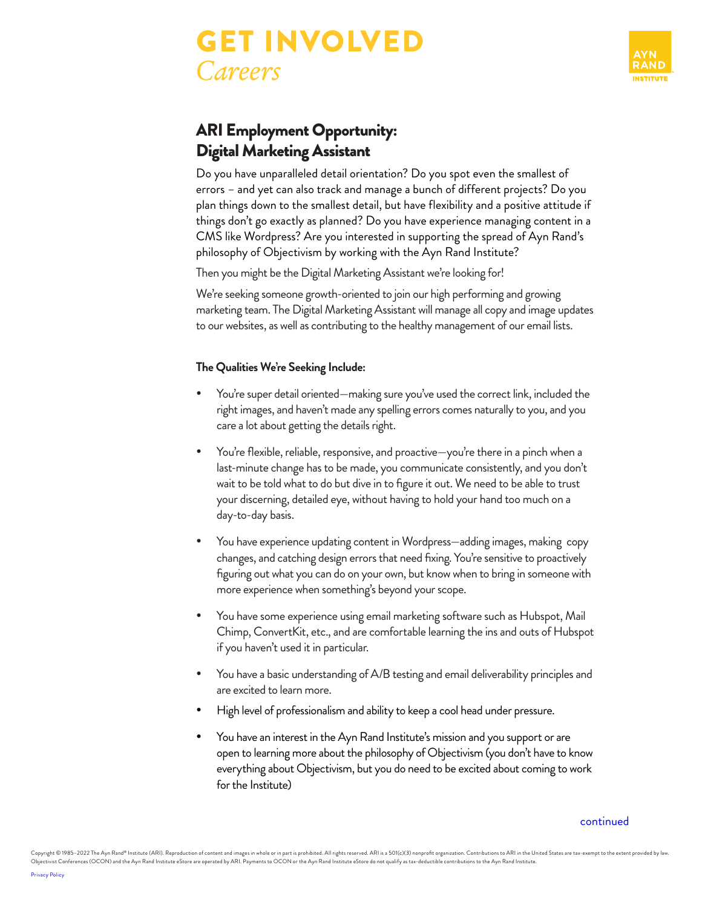# GET INVOLVED
*Careers*

## ARI Employment Opportunity: Digital Marketing Assistant

Do you have unparalleled detail orientation? Do you spot even the smallest of errors – and yet can also track and manage a bunch of different projects? Do you plan things down to the smallest detail, but have flexibility and a positive attitude if things don't go exactly as planned? Do you have experience managing content in a CMS like Wordpress? Are you interested in supporting the spread of Ayn Rand's philosophy of Objectivism by working with the Ayn Rand Institute?

Then you might be the Digital Marketing Assistant we're looking for!

We're seeking someone growth-oriented to join our high performing and growing marketing team. The Digital Marketing Assistant will manage all copy and image updates to our websites, as well as contributing to the healthy management of our email lists.

**The Qualities We're Seeking Include:**

- You're super detail oriented—making sure you've used the correct link, included the right images, and haven't made any spelling errors comes naturally to you, and you care a lot about getting the details right.
- You're flexible, reliable, responsive, and proactive—you're there in a pinch when a last-minute change has to be made, you communicate consistently, and you don't wait to be told what to do but dive in to figure it out. We need to be able to trust your discerning, detailed eye, without having to hold your hand too much on a day-to-day basis.
- You have experience updating content in Wordpress—adding images, making copy changes, and catching design errors that need fixing. You're sensitive to proactively figuring out what you can do on your own, but know when to bring in someone with more experience when something's beyond your scope.
- You have some experience using email marketing software such as Hubspot, Mail Chimp, ConvertKit, etc., and are comfortable learning the ins and outs of Hubspot if you haven't used it in particular.
- You have a basic understanding of A/B testing and email deliverability principles and are excited to learn more.
- High level of professionalism and ability to keep a cool head under pressure.
- You have an interest in the Ayn Rand Institute's mission and you support or are open to learning more about the philosophy of Objectivism (you don't have to know everything about Objectivism, but you do need to be excited about coming to work for the Institute)

continued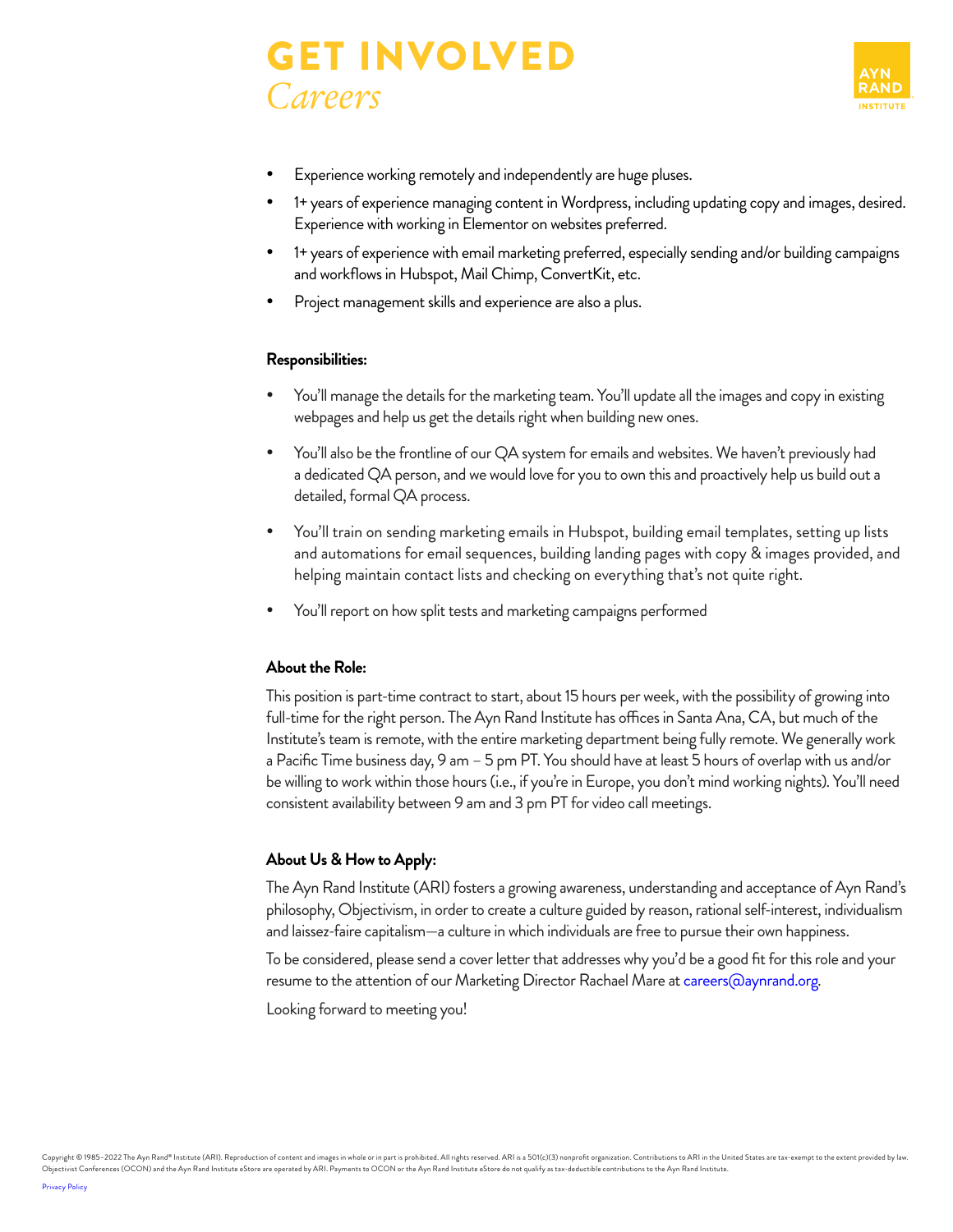# GET INVOLVED

*Careers*

- Experience working remotely and independently are huge pluses.
- 1+ years of experience managing content in Wordpress, including updating copy and images, desired. Experience with working in Elementor on websites preferred.
- 1+ years of experience with email marketing preferred, especially sending and/or building campaigns and workflows in Hubspot, Mail Chimp, ConvertKit, etc.
- Project management skills and experience are also a plus.

**Responsibilities:**

- You'll manage the details for the marketing team. You'll update all the images and copy in existing webpages and help us get the details right when building new ones.
- You'll also be the frontline of our QA system for emails and websites. We haven't previously had a dedicated QA person, and we would love for you to own this and proactively help us build out a detailed, formal QA process.
- You'll train on sending marketing emails in Hubspot, building email templates, setting up lists and automations for email sequences, building landing pages with copy & images provided, and helping maintain contact lists and checking on everything that's not quite right.
- You'll report on how split tests and marketing campaigns performed

**About the Role:**

This position is part-time contract to start, about 15 hours per week, with the possibility of growing into full-time for the right person. The Ayn Rand Institute has offices in Santa Ana, CA, but much of the Institute's team is remote, with the entire marketing department being fully remote. We generally work a Pacific Time business day, 9 am – 5 pm PT. You should have at least 5 hours of overlap with us and/or be willing to work within those hours (i.e., if you're in Europe, you don't mind working nights). You'll need consistent availability between 9 am and 3 pm PT for video call meetings.

**About Us & How to Apply:**

The Ayn Rand Institute (ARI) fosters a growing awareness, understanding and acceptance of Ayn Rand's philosophy, Objectivism, in order to create a culture guided by reason, rational self-interest, individualism and laissez-faire capitalism—a culture in which individuals are free to pursue their own happiness.

To be considered, please send a cover letter that addresses why you'd be a good fit for this role and your resume to the attention of our Marketing Director Rachael Mare at careers@aynrand.org.

Looking forward to meeting you!

Copyright © 1985–2022 The Ayn Rand® Institute (ARI). Reproduction of content and images in whole or in part is prohibited. All rights reserved. ARI is a 501(c)(3) nonprofit organization. Contributions to ARI in the United States are tax-exempt to the extent provided by law. Objectivist Conferences (OCON) and the Ayn Rand Institute eStore are operated by ARI. Payments to OCON or the Ayn Rand Institute eStore do not qualify as tax-deductible contributions to the Ayn Rand Institute.

Privacy Policy